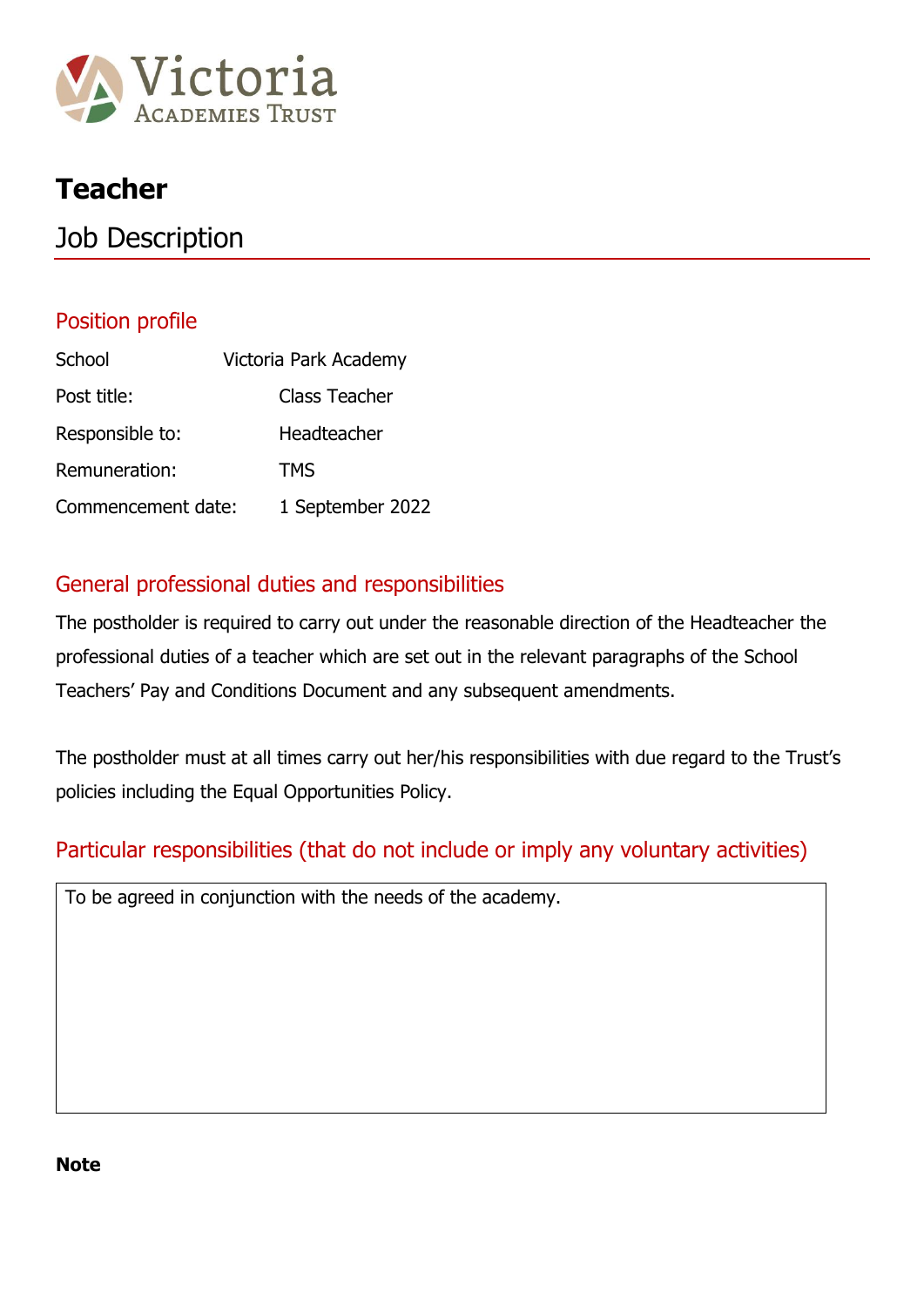Victoria Academies Trust

# Teacher

## Job Description

### Position profile

| | |
|---|---|
| School | Victoria Park Academy |
| Post title: | Class Teacher |
| Responsible to: | Headteacher |
| Remuneration: | TMS |
| Commencement date: | 1 September 2022 |

### General professional duties and responsibilities

The postholder is required to carry out under the reasonable direction of the Headteacher the professional duties of a teacher which are set out in the relevant paragraphs of the School Teachers' Pay and Conditions Document and any subsequent amendments.

The postholder must at all times carry out her/his responsibilities with due regard to the Trust's policies including the Equal Opportunities Policy.

### Particular responsibilities (that do not include or imply any voluntary activities)

| To be agreed in conjunction with the needs of the academy. |
|---|

**Note**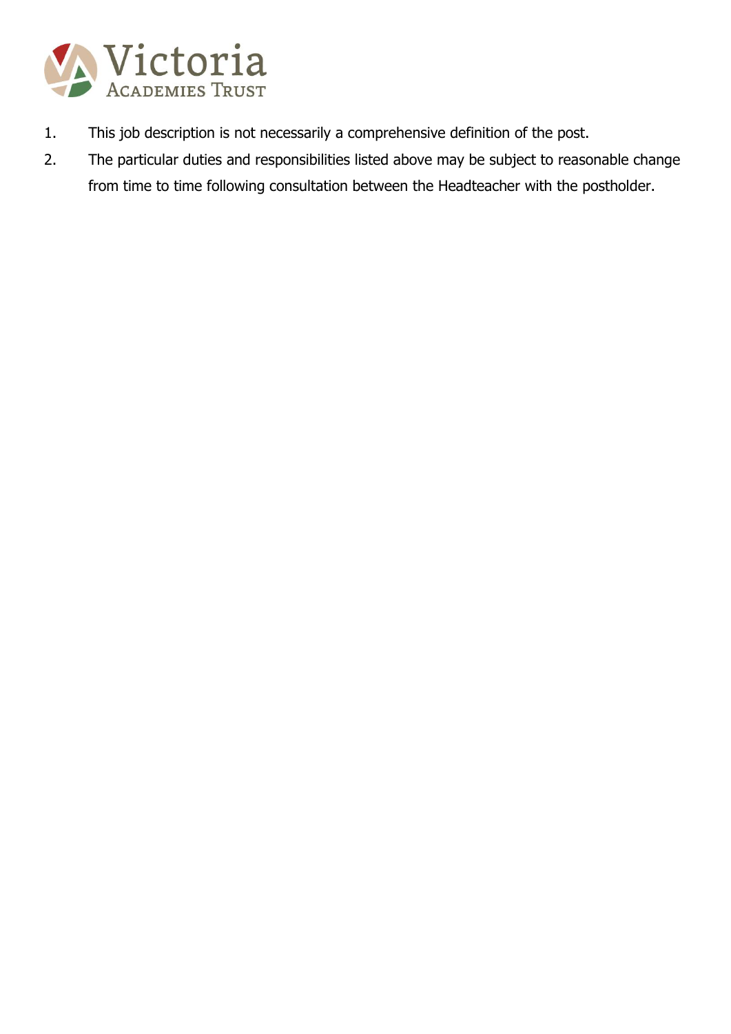1. This job description is not necessarily a comprehensive definition of the post.
2. The particular duties and responsibilities listed above may be subject to reasonable change from time to time following consultation between the Headteacher with the postholder.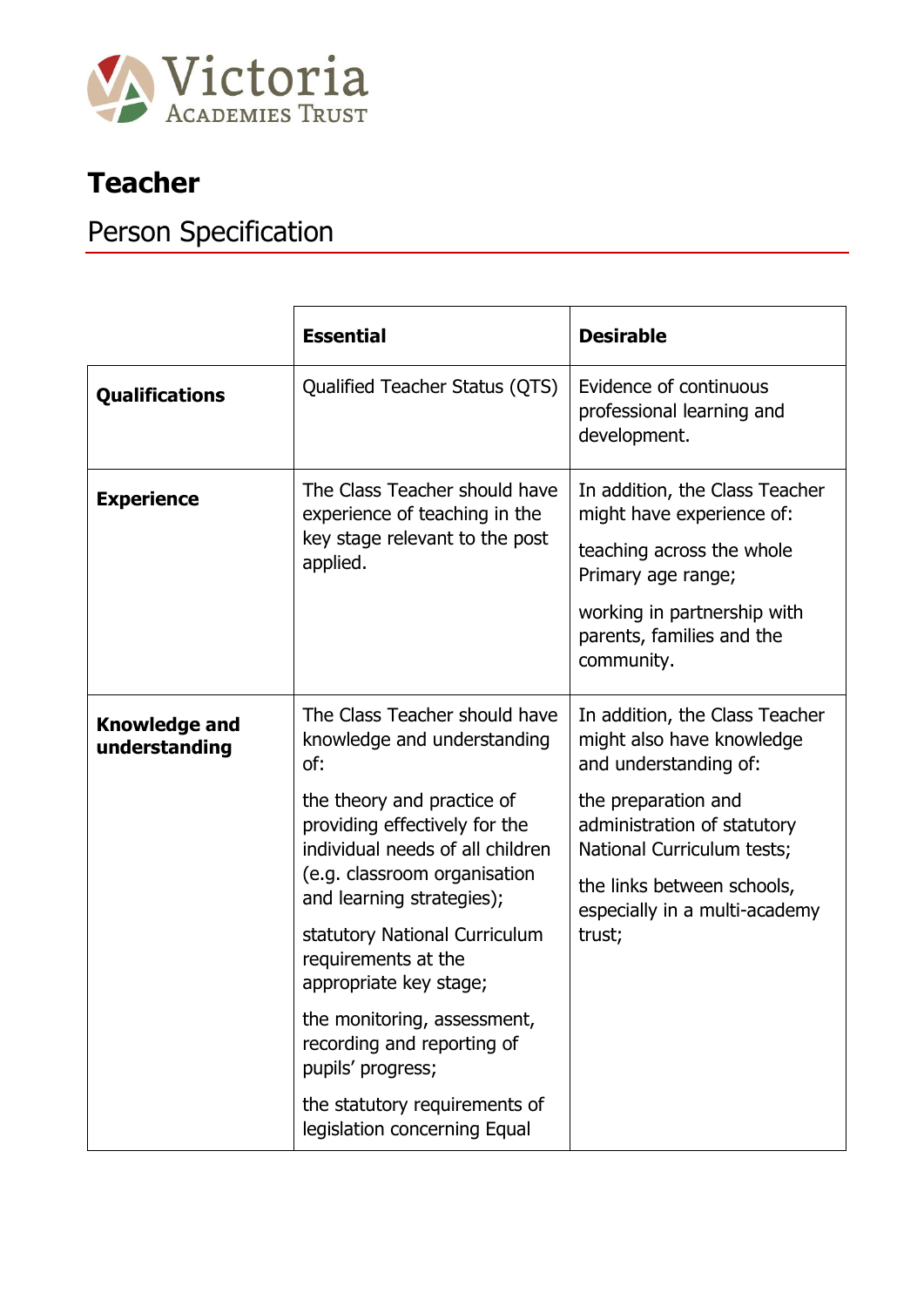# Teacher

## Person Specification

| | Essential | Desirable |
|---|---|---|
| **Qualifications** | Qualified Teacher Status (QTS) | Evidence of continuous professional learning and development. |
| **Experience** | The Class Teacher should have experience of teaching in the key stage relevant to the post applied. | In addition, the Class Teacher might have experience of:<br><br>teaching across the whole Primary age range;<br><br>working in partnership with parents, families and the community. |
| **Knowledge and understanding** | The Class Teacher should have knowledge and understanding of:<br><br>the theory and practice of providing effectively for the individual needs of all children (e.g. classroom organisation and learning strategies);<br><br>statutory National Curriculum requirements at the appropriate key stage;<br><br>the monitoring, assessment, recording and reporting of pupils' progress;<br><br>the statutory requirements of legislation concerning Equal | In addition, the Class Teacher might also have knowledge and understanding of:<br><br>the preparation and administration of statutory National Curriculum tests;<br><br>the links between schools, especially in a multi-academy trust; |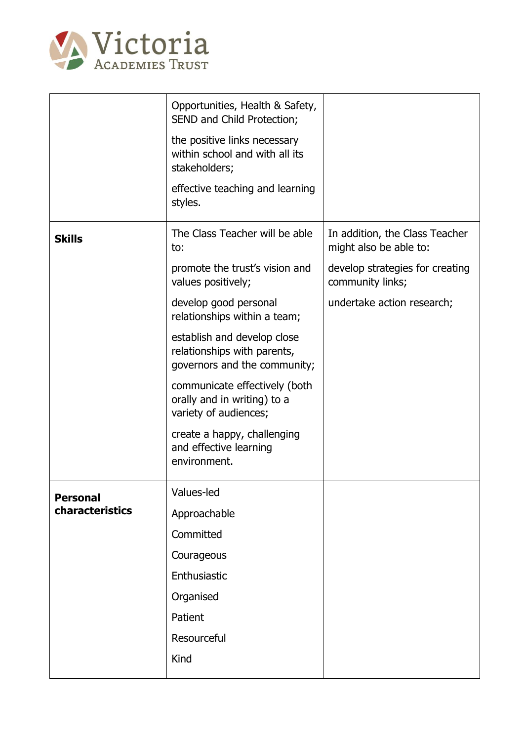| | | |
|---|---|---|
| | Opportunities, Health & Safety, SEND and Child Protection;<br><br>the positive links necessary within school and with all its stakeholders;<br><br>effective teaching and learning styles. | |
| **Skills** | The Class Teacher will be able to:<br><br>promote the trust's vision and values positively;<br><br>develop good personal relationships within a team;<br><br>establish and develop close relationships with parents, governors and the community;<br><br>communicate effectively (both orally and in writing) to a variety of audiences;<br><br>create a happy, challenging and effective learning environment. | In addition, the Class Teacher might also be able to:<br><br>develop strategies for creating community links;<br><br>undertake action research; |
| **Personal characteristics** | Values-led<br><br>Approachable<br><br>Committed<br><br>Courageous<br><br>Enthusiastic<br><br>Organised<br><br>Patient<br><br>Resourceful<br><br>Kind | |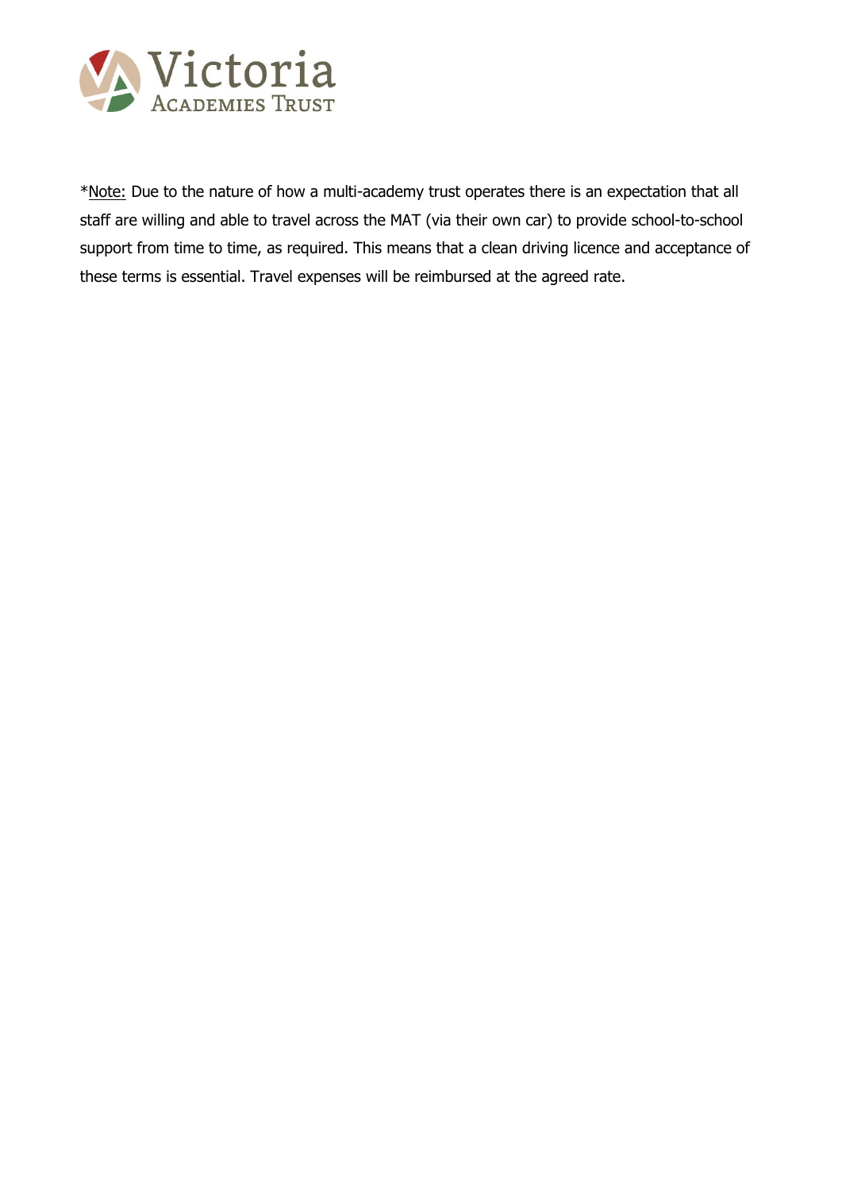*Note: Due to the nature of how a multi-academy trust operates there is an expectation that all staff are willing and able to travel across the MAT (via their own car) to provide school-to-school support from time to time, as required. This means that a clean driving licence and acceptance of these terms is essential. Travel expenses will be reimbursed at the agreed rate.